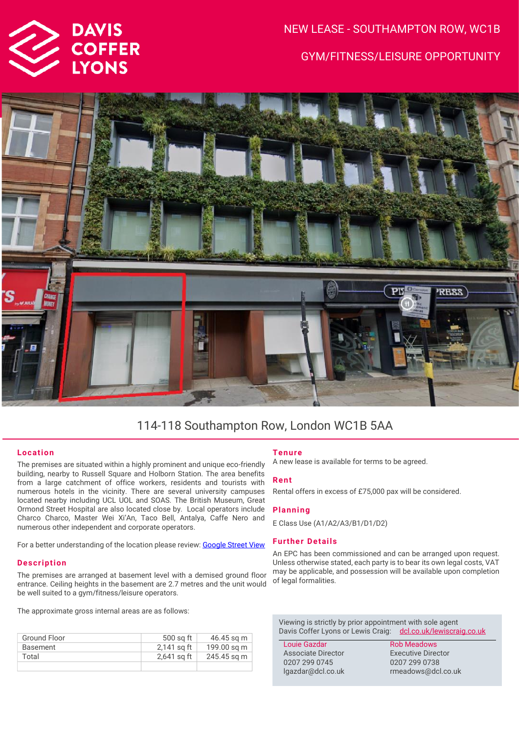DAVIS COFFER LYONS

NEW LEASE - SOUTHAMPTON ROW, WC1B

GYM/FITNESS/LEISURE OPPORTUNITY

# 114-118 Southampton Row, London WC1B 5AA

## Location

The premises are situated within a highly prominent and unique eco-friendly building, nearby to Russell Square and Holborn Station. The area benefits from a large catchment of office workers, residents and tourists with numerous hotels in the vicinity. There are several university campuses located nearby including UCL UOL and SOAS. The British Museum, Great Ormond Street Hospital are also located close by. Local operators include Charco Charco, Master Wei Xi'An, Taco Bell, Antalya, Caffe Nero and numerous other independent and corporate operators.

For a better understanding of the location please review: [Google Street View]

## Description

The premises are arranged at basement level with a demised ground floor entrance. Ceiling heights in the basement are 2.7 metres and the unit would be well suited to a gym/fitness/leisure operators.

The approximate gross internal areas are as follows:

| | | |
|---|---|---|
| Ground Floor | 500 sq ft | 46.45 sq m |
| Basement | 2,141 sq ft | 199.00 sq m |
| Total | 2,641 sq ft | 245.45 sq m |
| | | |

## Tenure

A new lease is available for terms to be agreed.

## Rent

Rental offers in excess of £75,000 pax will be considered.

## Planning

E Class Use (A1/A2/A3/B1/D1/D2)

## Further Details

An EPC has been commissioned and can be arranged upon request. Unless otherwise stated, each party is to bear its own legal costs, VAT may be applicable, and possession will be available upon completion of legal formalities.

Viewing is strictly by prior appointment with sole agent Davis Coffer Lyons or Lewis Craig: dcl.co.uk/lewiscraig.co.uk

| Louie Gazdar | Rob Meadows |
|---|---|
| Associate Director | Executive Director |
| 0207 299 0745 | 0207 299 0738 |
| lgazdar@dcl.co.uk | rmeadows@dcl.co.uk |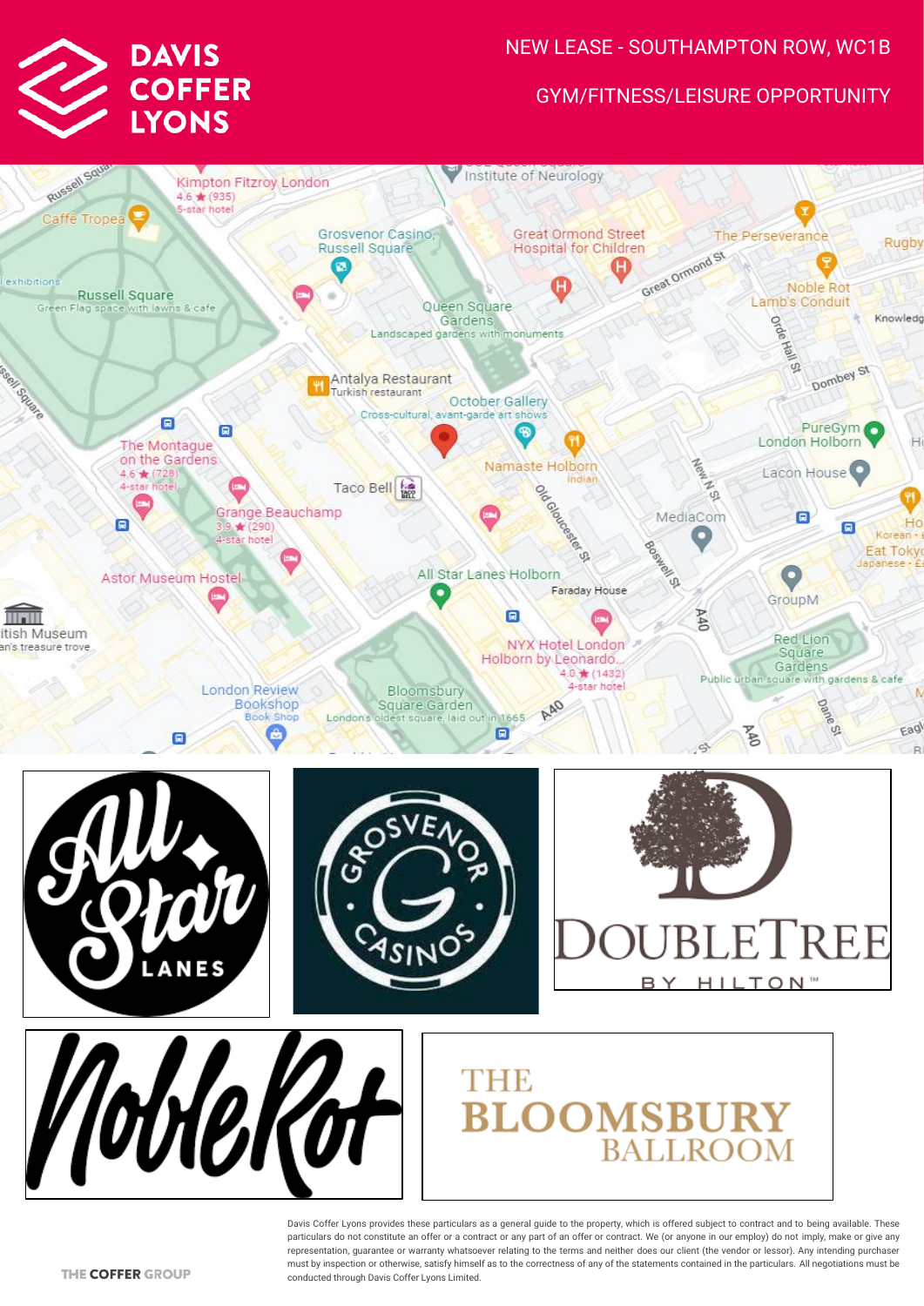# NEW LEASE - SOUTHAMPTON ROW, WC1B

## GYM/FITNESS/LEISURE OPPORTUNITY

Davis Coffer Lyons provides these particulars as a general guide to the property, which is offered subject to contract and to being available. These particulars do not constitute an offer or a contract or any part of an offer or contract. We (or anyone in our employ) do not imply, make or give any representation, guarantee or warranty whatsoever relating to the terms and neither does our client (the vendor or lessor). Any intending purchaser must by inspection or otherwise, satisfy himself as to the correctness of any of the statements contained in the particulars. All negotiations must be conducted through Davis Coffer Lyons Limited.